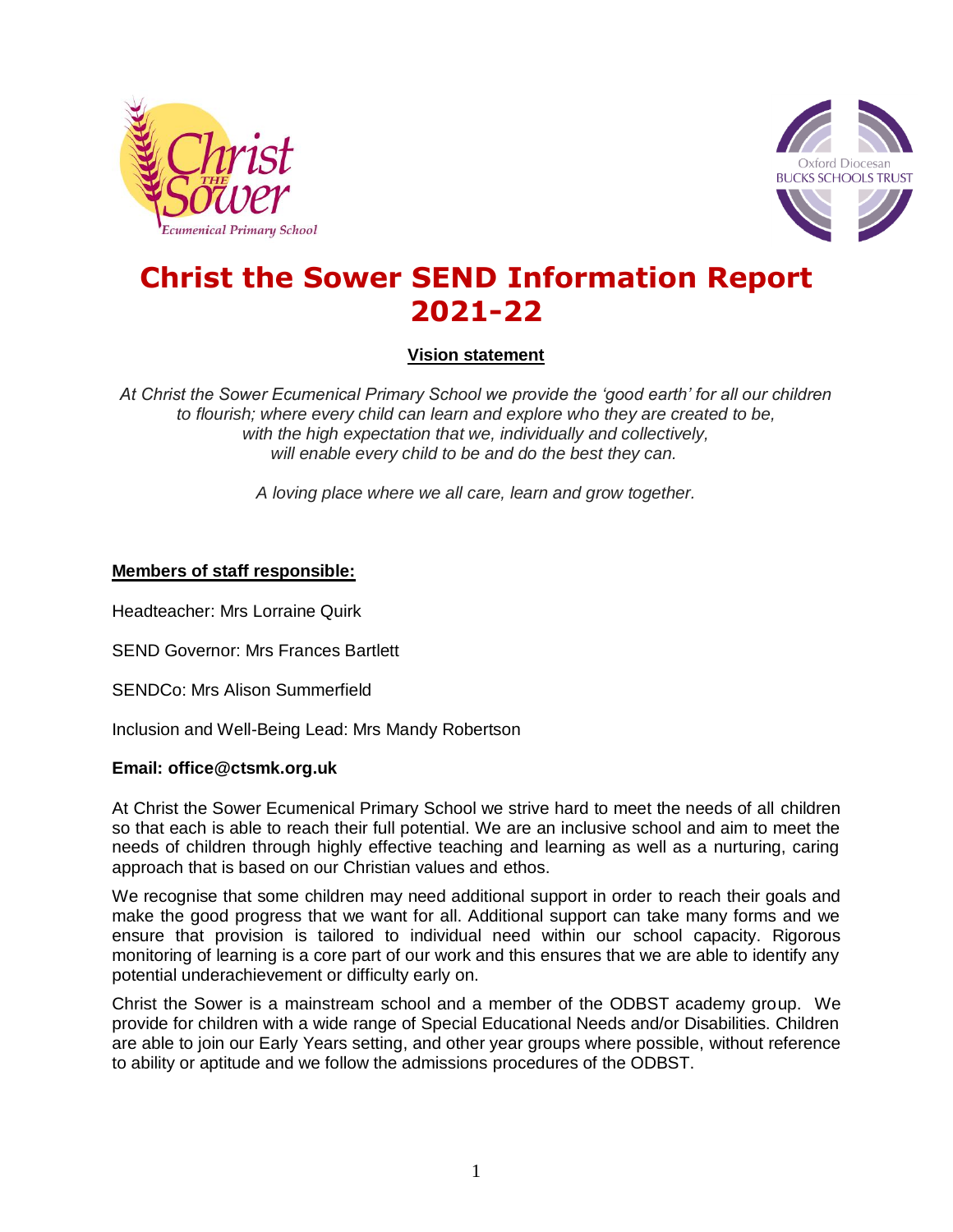# Christ the Sower SEND Information Report 2021-22

**Vision statement**

*At Christ the Sower Ecumenical Primary School we provide the 'good earth' for all our children to flourish; where every child can learn and explore who they are created to be, with the high expectation that we, individually and collectively, will enable every child to be and do the best they can.*

*A loving place where we all care, learn and grow together.*

**Members of staff responsible:**

Headteacher: Mrs Lorraine Quirk

SEND Governor: Mrs Frances Bartlett

SENDCo: Mrs Alison Summerfield

Inclusion and Well-Being Lead: Mrs Mandy Robertson

**Email: office@ctsmk.org.uk**

At Christ the Sower Ecumenical Primary School we strive hard to meet the needs of all children so that each is able to reach their full potential. We are an inclusive school and aim to meet the needs of children through highly effective teaching and learning as well as a nurturing, caring approach that is based on our Christian values and ethos.

We recognise that some children may need additional support in order to reach their goals and make the good progress that we want for all. Additional support can take many forms and we ensure that provision is tailored to individual need within our school capacity. Rigorous monitoring of learning is a core part of our work and this ensures that we are able to identify any potential underachievement or difficulty early on.

Christ the Sower is a mainstream school and a member of the ODBST academy group. We provide for children with a wide range of Special Educational Needs and/or Disabilities. Children are able to join our Early Years setting, and other year groups where possible, without reference to ability or aptitude and we follow the admissions procedures of the ODBST.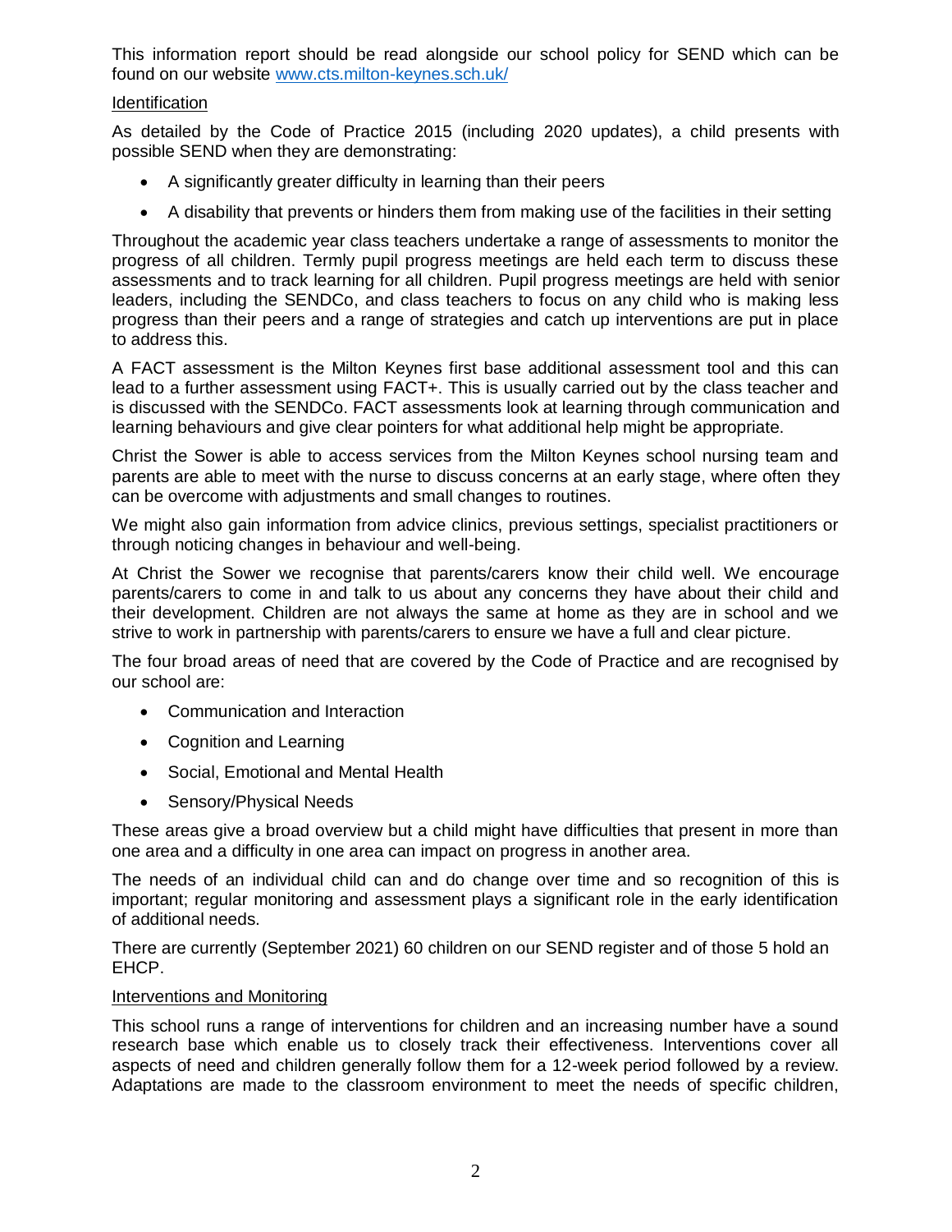This information report should be read alongside our school policy for SEND which can be found on our website [www.cts.milton-keynes.sch.uk/](http://www.cts.milton-keynes.sch.uk/)

## Identification

As detailed by the Code of Practice 2015 (including 2020 updates), a child presents with possible SEND when they are demonstrating:

- A significantly greater difficulty in learning than their peers
- A disability that prevents or hinders them from making use of the facilities in their setting

Throughout the academic year class teachers undertake a range of assessments to monitor the progress of all children. Termly pupil progress meetings are held each term to discuss these assessments and to track learning for all children. Pupil progress meetings are held with senior leaders, including the SENDCo, and class teachers to focus on any child who is making less progress than their peers and a range of strategies and catch up interventions are put in place to address this.

A FACT assessment is the Milton Keynes first base additional assessment tool and this can lead to a further assessment using FACT+. This is usually carried out by the class teacher and is discussed with the SENDCo. FACT assessments look at learning through communication and learning behaviours and give clear pointers for what additional help might be appropriate.

Christ the Sower is able to access services from the Milton Keynes school nursing team and parents are able to meet with the nurse to discuss concerns at an early stage, where often they can be overcome with adjustments and small changes to routines.

We might also gain information from advice clinics, previous settings, specialist practitioners or through noticing changes in behaviour and well-being.

At Christ the Sower we recognise that parents/carers know their child well. We encourage parents/carers to come in and talk to us about any concerns they have about their child and their development. Children are not always the same at home as they are in school and we strive to work in partnership with parents/carers to ensure we have a full and clear picture.

The four broad areas of need that are covered by the Code of Practice and are recognised by our school are:

- Communication and Interaction
- Cognition and Learning
- Social, Emotional and Mental Health
- Sensory/Physical Needs

These areas give a broad overview but a child might have difficulties that present in more than one area and a difficulty in one area can impact on progress in another area.

The needs of an individual child can and do change over time and so recognition of this is important; regular monitoring and assessment plays a significant role in the early identification of additional needs.

There are currently (September 2021) 60 children on our SEND register and of those 5 hold an EHCP.

## Interventions and Monitoring

This school runs a range of interventions for children and an increasing number have a sound research base which enable us to closely track their effectiveness. Interventions cover all aspects of need and children generally follow them for a 12-week period followed by a review. Adaptations are made to the classroom environment to meet the needs of specific children,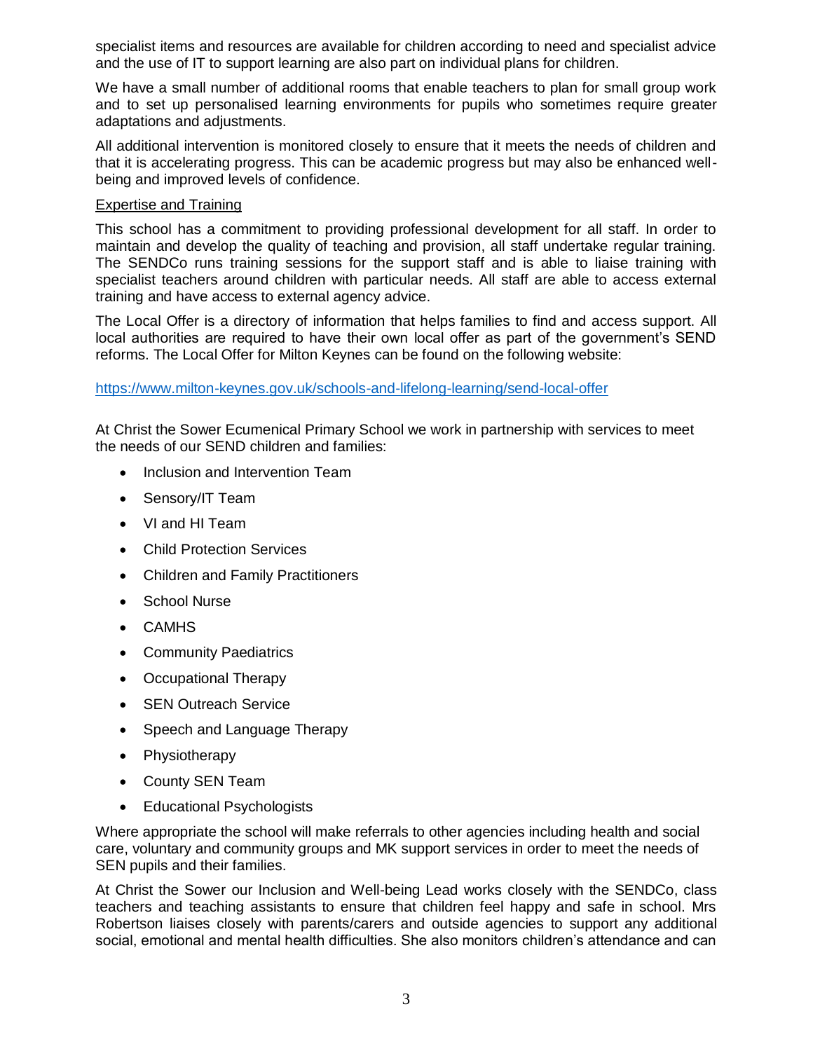specialist items and resources are available for children according to need and specialist advice and the use of IT to support learning are also part on individual plans for children.

We have a small number of additional rooms that enable teachers to plan for small group work and to set up personalised learning environments for pupils who sometimes require greater adaptations and adjustments.

All additional intervention is monitored closely to ensure that it meets the needs of children and that it is accelerating progress. This can be academic progress but may also be enhanced well-being and improved levels of confidence.

## Expertise and Training

This school has a commitment to providing professional development for all staff. In order to maintain and develop the quality of teaching and provision, all staff undertake regular training. The SENDCo runs training sessions for the support staff and is able to liaise training with specialist teachers around children with particular needs. All staff are able to access external training and have access to external agency advice.

The Local Offer is a directory of information that helps families to find and access support. All local authorities are required to have their own local offer as part of the government's SEND reforms. The Local Offer for Milton Keynes can be found on the following website:

https://www.milton-keynes.gov.uk/schools-and-lifelong-learning/send-local-offer

At Christ the Sower Ecumenical Primary School we work in partnership with services to meet the needs of our SEND children and families:

- Inclusion and Intervention Team
- Sensory/IT Team
- VI and HI Team
- Child Protection Services
- Children and Family Practitioners
- School Nurse
- CAMHS
- Community Paediatrics
- Occupational Therapy
- SEN Outreach Service
- Speech and Language Therapy
- Physiotherapy
- County SEN Team
- Educational Psychologists

Where appropriate the school will make referrals to other agencies including health and social care, voluntary and community groups and MK support services in order to meet the needs of SEN pupils and their families.

At Christ the Sower our Inclusion and Well-being Lead works closely with the SENDCo, class teachers and teaching assistants to ensure that children feel happy and safe in school. Mrs Robertson liaises closely with parents/carers and outside agencies to support any additional social, emotional and mental health difficulties. She also monitors children's attendance and can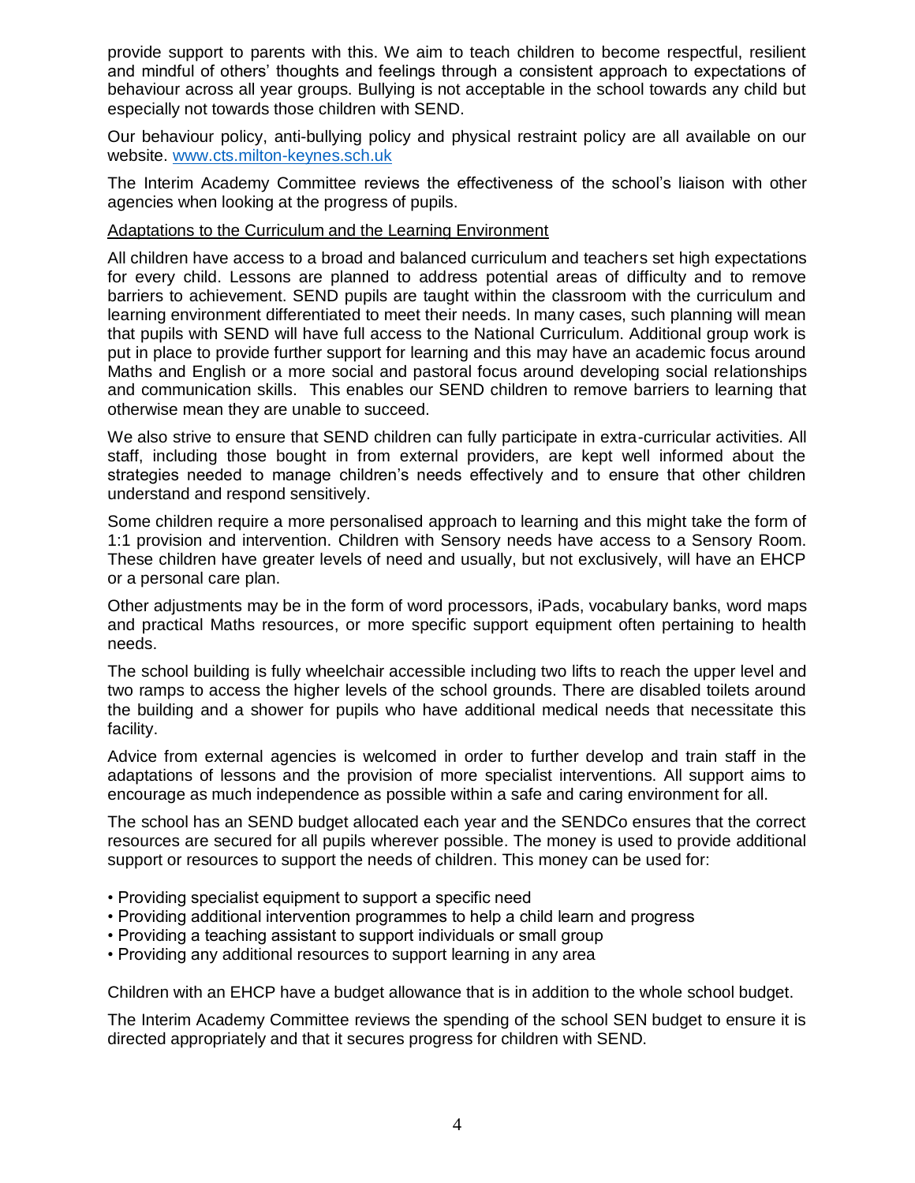provide support to parents with this. We aim to teach children to become respectful, resilient and mindful of others' thoughts and feelings through a consistent approach to expectations of behaviour across all year groups. Bullying is not acceptable in the school towards any child but especially not towards those children with SEND.

Our behaviour policy, anti-bullying policy and physical restraint policy are all available on our website. [www.cts.milton-keynes.sch.uk](http://www.cts.milton-keynes.sch.uk)

The Interim Academy Committee reviews the effectiveness of the school's liaison with other agencies when looking at the progress of pupils.

<u>Adaptations to the Curriculum and the Learning Environment</u>

All children have access to a broad and balanced curriculum and teachers set high expectations for every child. Lessons are planned to address potential areas of difficulty and to remove barriers to achievement. SEND pupils are taught within the classroom with the curriculum and learning environment differentiated to meet their needs. In many cases, such planning will mean that pupils with SEND will have full access to the National Curriculum. Additional group work is put in place to provide further support for learning and this may have an academic focus around Maths and English or a more social and pastoral focus around developing social relationships and communication skills. This enables our SEND children to remove barriers to learning that otherwise mean they are unable to succeed.

We also strive to ensure that SEND children can fully participate in extra-curricular activities. All staff, including those bought in from external providers, are kept well informed about the strategies needed to manage children's needs effectively and to ensure that other children understand and respond sensitively.

Some children require a more personalised approach to learning and this might take the form of 1:1 provision and intervention. Children with Sensory needs have access to a Sensory Room. These children have greater levels of need and usually, but not exclusively, will have an EHCP or a personal care plan.

Other adjustments may be in the form of word processors, iPads, vocabulary banks, word maps and practical Maths resources, or more specific support equipment often pertaining to health needs.

The school building is fully wheelchair accessible including two lifts to reach the upper level and two ramps to access the higher levels of the school grounds. There are disabled toilets around the building and a shower for pupils who have additional medical needs that necessitate this facility.

Advice from external agencies is welcomed in order to further develop and train staff in the adaptations of lessons and the provision of more specialist interventions. All support aims to encourage as much independence as possible within a safe and caring environment for all.

The school has an SEND budget allocated each year and the SENDCo ensures that the correct resources are secured for all pupils wherever possible. The money is used to provide additional support or resources to support the needs of children. This money can be used for:

- Providing specialist equipment to support a specific need
- Providing additional intervention programmes to help a child learn and progress
- Providing a teaching assistant to support individuals or small group
- Providing any additional resources to support learning in any area

Children with an EHCP have a budget allowance that is in addition to the whole school budget.

The Interim Academy Committee reviews the spending of the school SEN budget to ensure it is directed appropriately and that it secures progress for children with SEND.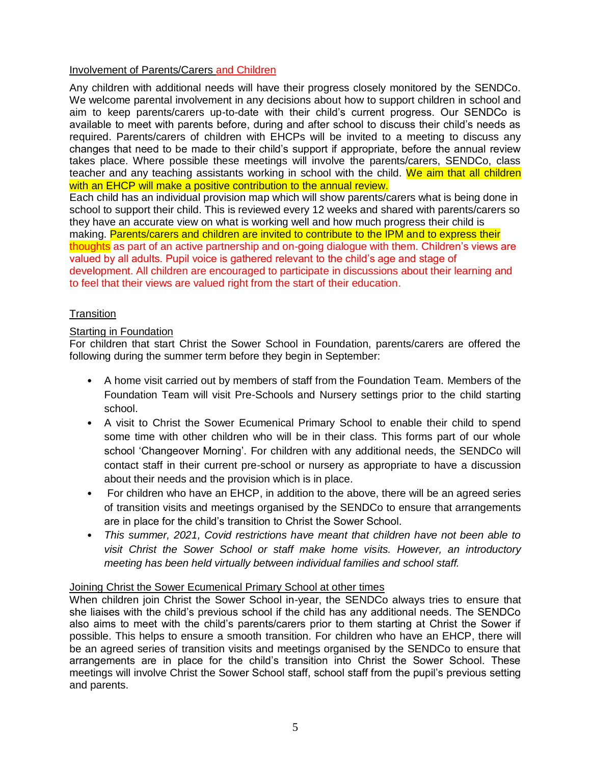## Involvement of Parents/Carers and Children

Any children with additional needs will have their progress closely monitored by the SENDCo. We welcome parental involvement in any decisions about how to support children in school and aim to keep parents/carers up-to-date with their child's current progress. Our SENDCo is available to meet with parents before, during and after school to discuss their child's needs as required. Parents/carers of children with EHCPs will be invited to a meeting to discuss any changes that need to be made to their child's support if appropriate, before the annual review takes place. Where possible these meetings will involve the parents/carers, SENDCo, class teacher and any teaching assistants working in school with the child. We aim that all children with an EHCP will make a positive contribution to the annual review.

Each child has an individual provision map which will show parents/carers what is being done in school to support their child. This is reviewed every 12 weeks and shared with parents/carers so they have an accurate view on what is working well and how much progress their child is making. Parents/carers and children are invited to contribute to the IPM and to express their thoughts as part of an active partnership and on-going dialogue with them. Children's views are valued by all adults. Pupil voice is gathered relevant to the child's age and stage of development. All children are encouraged to participate in discussions about their learning and to feel that their views are valued right from the start of their education.

## Transition

### Starting in Foundation

For children that start Christ the Sower School in Foundation, parents/carers are offered the following during the summer term before they begin in September:

- A home visit carried out by members of staff from the Foundation Team. Members of the Foundation Team will visit Pre-Schools and Nursery settings prior to the child starting school.
- A visit to Christ the Sower Ecumenical Primary School to enable their child to spend some time with other children who will be in their class. This forms part of our whole school 'Changeover Morning'. For children with any additional needs, the SENDCo will contact staff in their current pre-school or nursery as appropriate to have a discussion about their needs and the provision which is in place.
- For children who have an EHCP, in addition to the above, there will be an agreed series of transition visits and meetings organised by the SENDCo to ensure that arrangements are in place for the child's transition to Christ the Sower School.
- *This summer, 2021, Covid restrictions have meant that children have not been able to visit Christ the Sower School or staff make home visits. However, an introductory meeting has been held virtually between individual families and school staff.*

### Joining Christ the Sower Ecumenical Primary School at other times

When children join Christ the Sower School in-year, the SENDCo always tries to ensure that she liaises with the child's previous school if the child has any additional needs. The SENDCo also aims to meet with the child's parents/carers prior to them starting at Christ the Sower if possible. This helps to ensure a smooth transition. For children who have an EHCP, there will be an agreed series of transition visits and meetings organised by the SENDCo to ensure that arrangements are in place for the child's transition into Christ the Sower School. These meetings will involve Christ the Sower School staff, school staff from the pupil's previous setting and parents.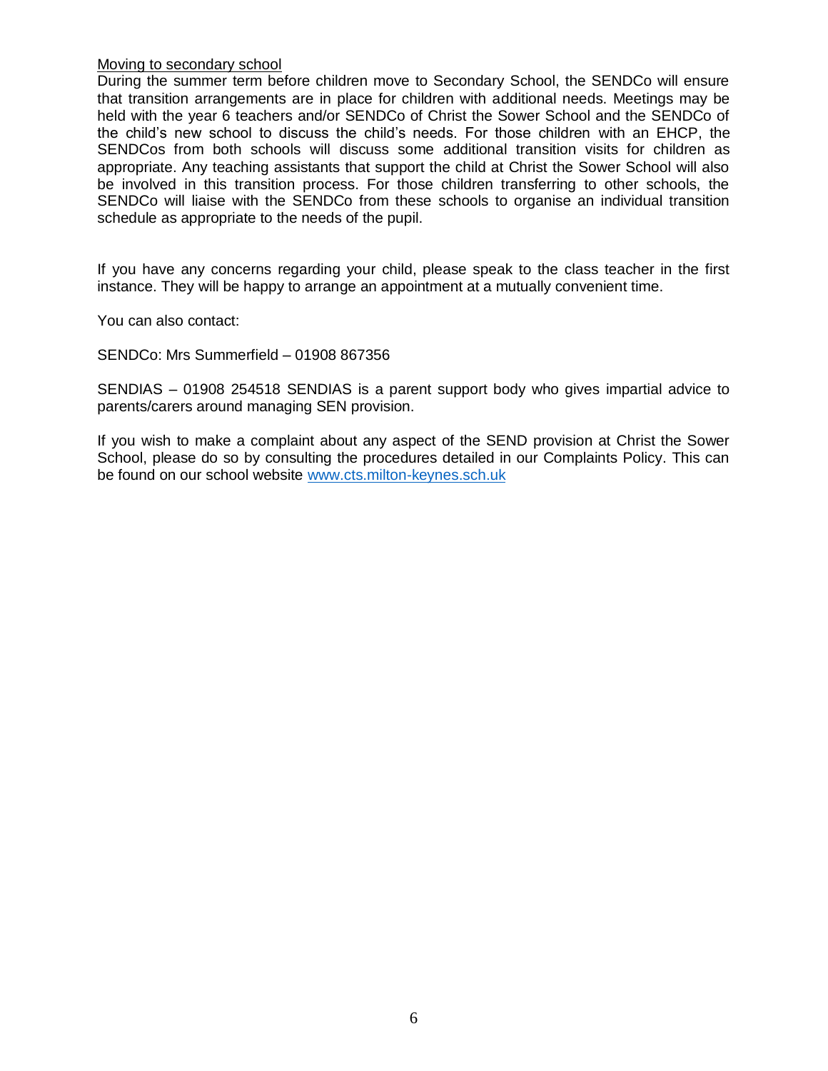Moving to secondary school

During the summer term before children move to Secondary School, the SENDCo will ensure that transition arrangements are in place for children with additional needs. Meetings may be held with the year 6 teachers and/or SENDCo of Christ the Sower School and the SENDCo of the child's new school to discuss the child's needs. For those children with an EHCP, the SENDCos from both schools will discuss some additional transition visits for children as appropriate. Any teaching assistants that support the child at Christ the Sower School will also be involved in this transition process. For those children transferring to other schools, the SENDCo will liaise with the SENDCo from these schools to organise an individual transition schedule as appropriate to the needs of the pupil.

If you have any concerns regarding your child, please speak to the class teacher in the first instance. They will be happy to arrange an appointment at a mutually convenient time.

You can also contact:

SENDCo: Mrs Summerfield – 01908 867356

SENDIAS – 01908 254518 SENDIAS is a parent support body who gives impartial advice to parents/carers around managing SEN provision.

If you wish to make a complaint about any aspect of the SEND provision at Christ the Sower School, please do so by consulting the procedures detailed in our Complaints Policy. This can be found on our school website www.cts.milton-keynes.sch.uk